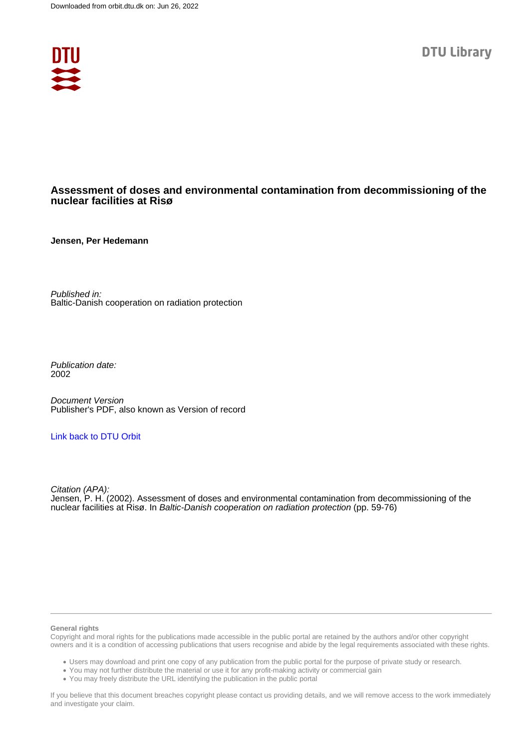Downloaded from orbit.dtu.dk on: Jun 26, 2022

DTU Library

# Assessment of doses and environmental contamination from decommissioning of the nuclear facilities at Risø

**Jensen, Per Hedemann**

*Published in:*
Baltic-Danish cooperation on radiation protection

*Publication date:*
2002

*Document Version*
Publisher's PDF, also known as Version of record

Link back to DTU Orbit

*Citation (APA):*
Jensen, P. H. (2002). Assessment of doses and environmental contamination from decommissioning of the nuclear facilities at Risø. In *Baltic-Danish cooperation on radiation protection* (pp. 59-76)

**General rights**
Copyright and moral rights for the publications made accessible in the public portal are retained by the authors and/or other copyright owners and it is a condition of accessing publications that users recognise and abide by the legal requirements associated with these rights.

- Users may download and print one copy of any publication from the public portal for the purpose of private study or research.
- You may not further distribute the material or use it for any profit-making activity or commercial gain
- You may freely distribute the URL identifying the publication in the public portal

If you believe that this document breaches copyright please contact us providing details, and we will remove access to the work immediately and investigate your claim.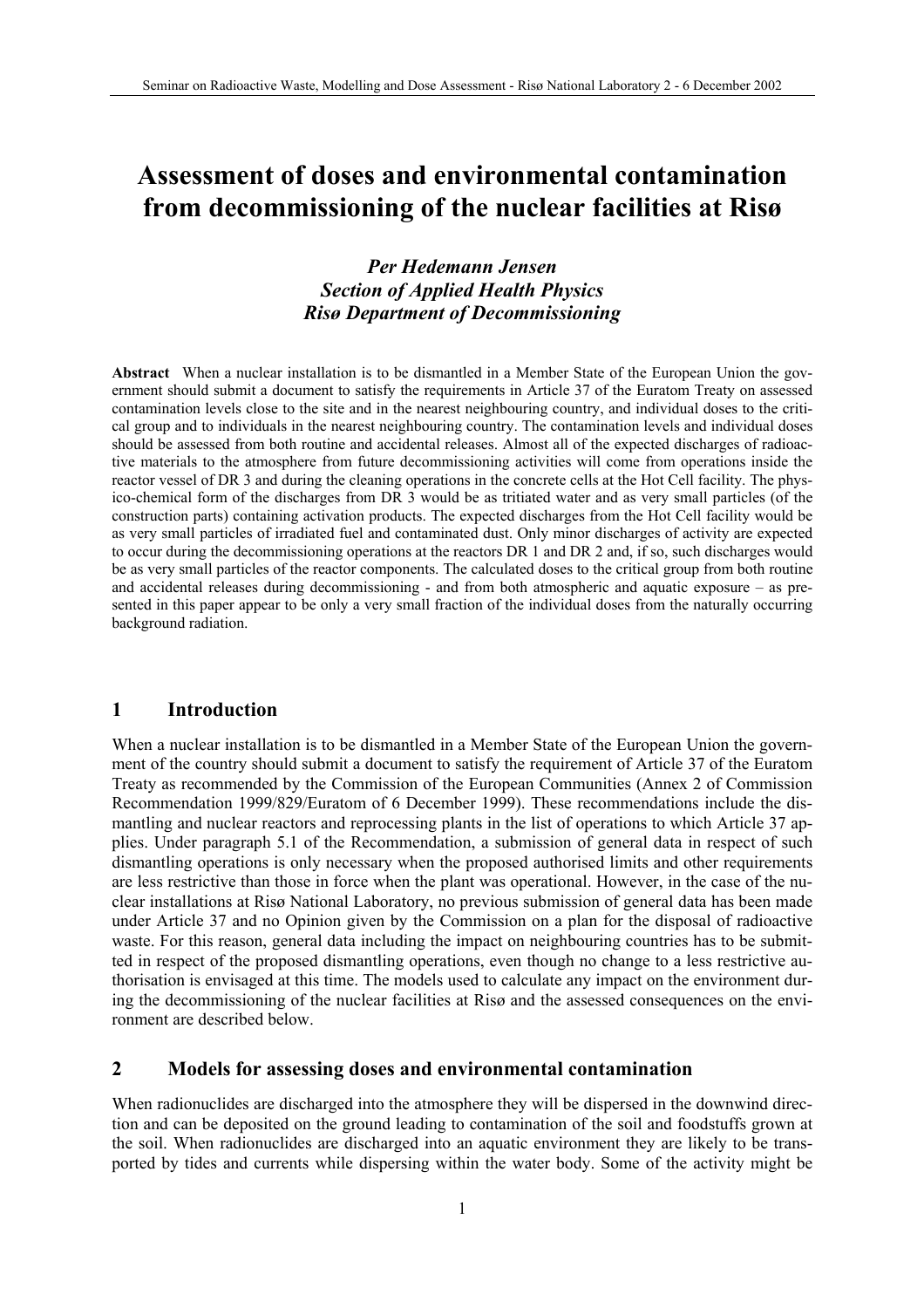# Assessment of doses and environmental contamination from decommissioning of the nuclear facilities at Risø

***Per Hedemann Jensen***
***Section of Applied Health Physics***
***Risø Department of Decommissioning***

**Abstract** When a nuclear installation is to be dismantled in a Member State of the European Union the government should submit a document to satisfy the requirements in Article 37 of the Euratom Treaty on assessed contamination levels close to the site and in the nearest neighbouring country, and individual doses to the critical group and to individuals in the nearest neighbouring country. The contamination levels and individual doses should be assessed from both routine and accidental releases. Almost all of the expected discharges of radioactive materials to the atmosphere from future decommissioning activities will come from operations inside the reactor vessel of DR 3 and during the cleaning operations in the concrete cells at the Hot Cell facility. The physico-chemical form of the discharges from DR 3 would be as tritiated water and as very small particles (of the construction parts) containing activation products. The expected discharges from the Hot Cell facility would be as very small particles of irradiated fuel and contaminated dust. Only minor discharges of activity are expected to occur during the decommissioning operations at the reactors DR 1 and DR 2 and, if so, such discharges would be as very small particles of the reactor components. The calculated doses to the critical group from both routine and accidental releases during decommissioning - and from both atmospheric and aquatic exposure – as presented in this paper appear to be only a very small fraction of the individual doses from the naturally occurring background radiation.

## 1 Introduction

When a nuclear installation is to be dismantled in a Member State of the European Union the government of the country should submit a document to satisfy the requirement of Article 37 of the Euratom Treaty as recommended by the Commission of the European Communities (Annex 2 of Commission Recommendation 1999/829/Euratom of 6 December 1999). These recommendations include the dismantling and nuclear reactors and reprocessing plants in the list of operations to which Article 37 applies. Under paragraph 5.1 of the Recommendation, a submission of general data in respect of such dismantling operations is only necessary when the proposed authorised limits and other requirements are less restrictive than those in force when the plant was operational. However, in the case of the nuclear installations at Risø National Laboratory, no previous submission of general data has been made under Article 37 and no Opinion given by the Commission on a plan for the disposal of radioactive waste. For this reason, general data including the impact on neighbouring countries has to be submitted in respect of the proposed dismantling operations, even though no change to a less restrictive authorisation is envisaged at this time. The models used to calculate any impact on the environment during the decommissioning of the nuclear facilities at Risø and the assessed consequences on the environment are described below.

## 2 Models for assessing doses and environmental contamination

When radionuclides are discharged into the atmosphere they will be dispersed in the downwind direction and can be deposited on the ground leading to contamination of the soil and foodstuffs grown at the soil. When radionuclides are discharged into an aquatic environment they are likely to be transported by tides and currents while dispersing within the water body. Some of the activity might be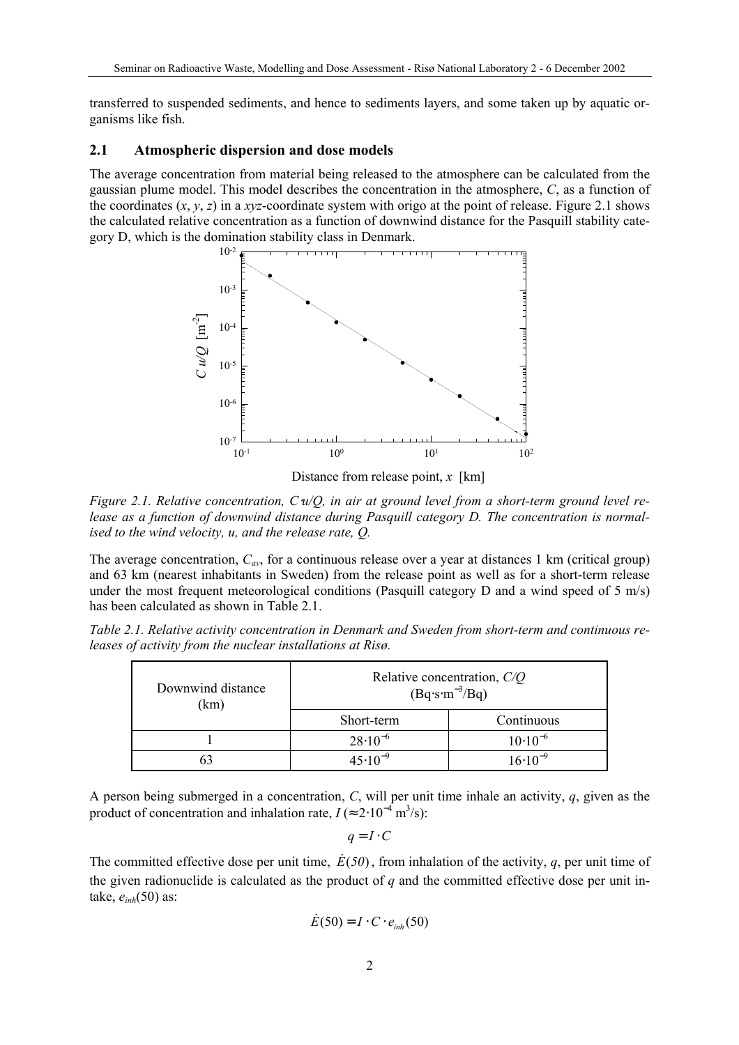transferred to suspended sediments, and hence to sediments layers, and some taken up by aquatic organisms like fish.

### 2.1 Atmospheric dispersion and dose models

The average concentration from material being released to the atmosphere can be calculated from the gaussian plume model. This model describes the concentration in the atmosphere, $C$, as a function of the coordinates ($x$, $y$, $z$) in a $xyz$-coordinate system with origo at the point of release. Figure 2.1 shows the calculated relative concentration as a function of downwind distance for the Pasquill stability category D, which is the domination stability class in Denmark.

*Figure 2.1. Relative concentration, $C\,u/Q$, in air at ground level from a short-term ground level release as a function of downwind distance during Pasquill category D. The concentration is normalised to the wind velocity, u, and the release rate, Q.*

The average concentration, $C_{av}$, for a continuous release over a year at distances 1 km (critical group) and 63 km (nearest inhabitants in Sweden) from the release point as well as for a short-term release under the most frequent meteorological conditions (Pasquill category D and a wind speed of 5 m/s) has been calculated as shown in Table 2.1.

*Table 2.1. Relative activity concentration in Denmark and Sweden from short-term and continuous releases of activity from the nuclear installations at Risø.*

| Downwind distance (km) | Relative concentration, $C/Q$ ($\mathrm{Bq \cdot s \cdot m^{-3}/Bq}$) | |
|---|---|---|
| | Short-term | Continuous |
| 1 | $28 \cdot 10^{-6}$ | $10 \cdot 10^{-6}$ |
| 63 | $45 \cdot 10^{-9}$ | $16 \cdot 10^{-9}$ |

A person being submerged in a concentration, $C$, will per unit time inhale an activity, $q$, given as the product of concentration and inhalation rate, $I$ ($\approx 2 \cdot 10^{-4}$ m$^3$/s):

$$q = I \cdot C$$

The committed effective dose per unit time, $\dot{E}(50)$, from inhalation of the activity, $q$, per unit time of the given radionuclide is calculated as the product of $q$ and the committed effective dose per unit intake, $e_{inh}(50)$ as:

$$\dot{E}(50) = I \cdot C \cdot e_{inh}(50)$$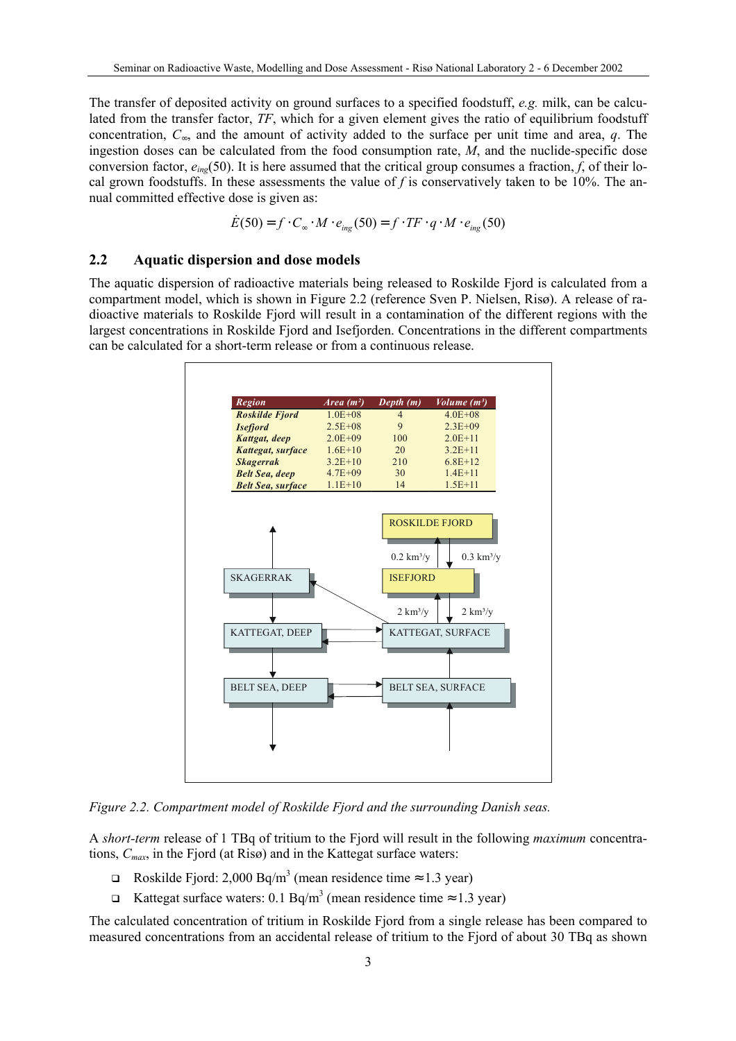The transfer of deposited activity on ground surfaces to a specified foodstuff, *e.g.* milk, can be calculated from the transfer factor, *TF*, which for a given element gives the ratio of equilibrium foodstuff concentration, $C_\infty$, and the amount of activity added to the surface per unit time and area, $q$. The ingestion doses can be calculated from the food consumption rate, $M$, and the nuclide-specific dose conversion factor, $e_{ing}(50)$. It is here assumed that the critical group consumes a fraction, $f$, of their local grown foodstuffs. In these assessments the value of $f$ is conservatively taken to be 10%. The annual committed effective dose is given as:

$$\dot{E}(50) = f \cdot C_\infty \cdot M \cdot e_{ing}(50) = f \cdot TF \cdot q \cdot M \cdot e_{ing}(50)$$

## 2.2 Aquatic dispersion and dose models

The aquatic dispersion of radioactive materials being released to Roskilde Fjord is calculated from a compartment model, which is shown in Figure 2.2 (reference Sven P. Nielsen, Risø). A release of radioactive materials to Roskilde Fjord will result in a contamination of the different regions with the largest concentrations in Roskilde Fjord and Isefjorden. Concentrations in the different compartments can be calculated for a short-term release or from a continuous release.

| Region | Area (m²) | Depth (m) | Volume (m³) |
|---|---|---|---|
| Roskilde Fjord | 1.0E+08 | 4 | 4.0E+08 |
| Isefjord | 2.5E+08 | 9 | 2.3E+09 |
| Kattgat, deep | 2.0E+09 | 100 | 2.0E+11 |
| Kattegat, surface | 1.6E+10 | 20 | 3.2E+11 |
| Skagerrak | 3.2E+10 | 210 | 6.8E+12 |
| Belt Sea, deep | 4.7E+09 | 30 | 1.4E+11 |
| Belt Sea, surface | 1.1E+10 | 14 | 1.5E+11 |

ROSKILDE FJORD

0.2 km³/y 0.3 km³/y

SKAGERRAK ISEFJORD

2 km³/y 2 km³/y

KATTEGAT, DEEP KATTEGAT, SURFACE

BELT SEA, DEEP BELT SEA, SURFACE

*Figure 2.2. Compartment model of Roskilde Fjord and the surrounding Danish seas.*

A *short-term* release of 1 TBq of tritium to the Fjord will result in the following *maximum* concentrations, $C_{max}$, in the Fjord (at Risø) and in the Kattegat surface waters:

- Roskilde Fjord: 2,000 Bq/m³ (mean residence time ≈1.3 year)
- Kattegat surface waters: 0.1 Bq/m³ (mean residence time ≈1.3 year)

The calculated concentration of tritium in Roskilde Fjord from a single release has been compared to measured concentrations from an accidental release of tritium to the Fjord of about 30 TBq as shown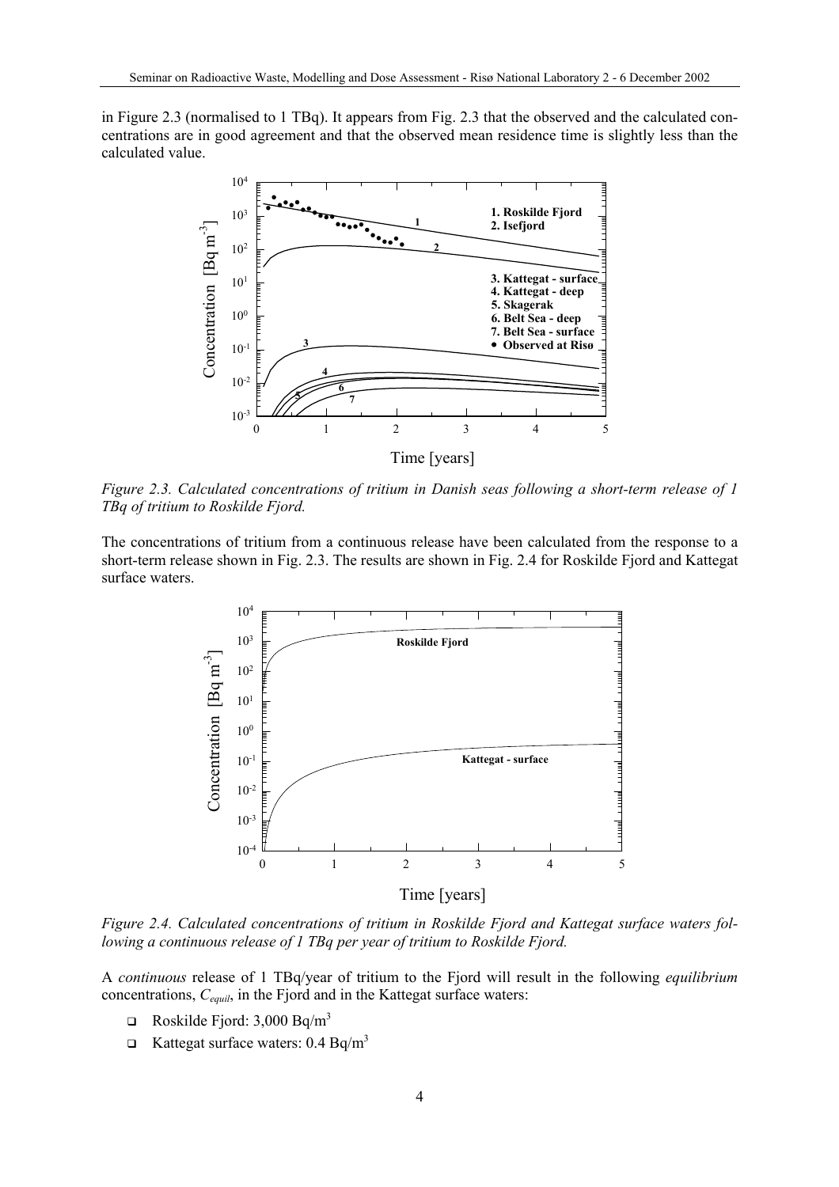in Figure 2.3 (normalised to 1 TBq). It appears from Fig. 2.3 that the observed and the calculated concentrations are in good agreement and that the observed mean residence time is slightly less than the calculated value.

*Figure 2.3. Calculated concentrations of tritium in Danish seas following a short-term release of 1 TBq of tritium to Roskilde Fjord.*

The concentrations of tritium from a continuous release have been calculated from the response to a short-term release shown in Fig. 2.3. The results are shown in Fig. 2.4 for Roskilde Fjord and Kattegat surface waters.

*Figure 2.4. Calculated concentrations of tritium in Roskilde Fjord and Kattegat surface waters following a continuous release of 1 TBq per year of tritium to Roskilde Fjord.*

A *continuous* release of 1 TBq/year of tritium to the Fjord will result in the following *equilibrium* concentrations, $C_{equil}$, in the Fjord and in the Kattegat surface waters:

- Roskilde Fjord: 3,000 Bq/m$^3$
- Kattegat surface waters: 0.4 Bq/m$^3$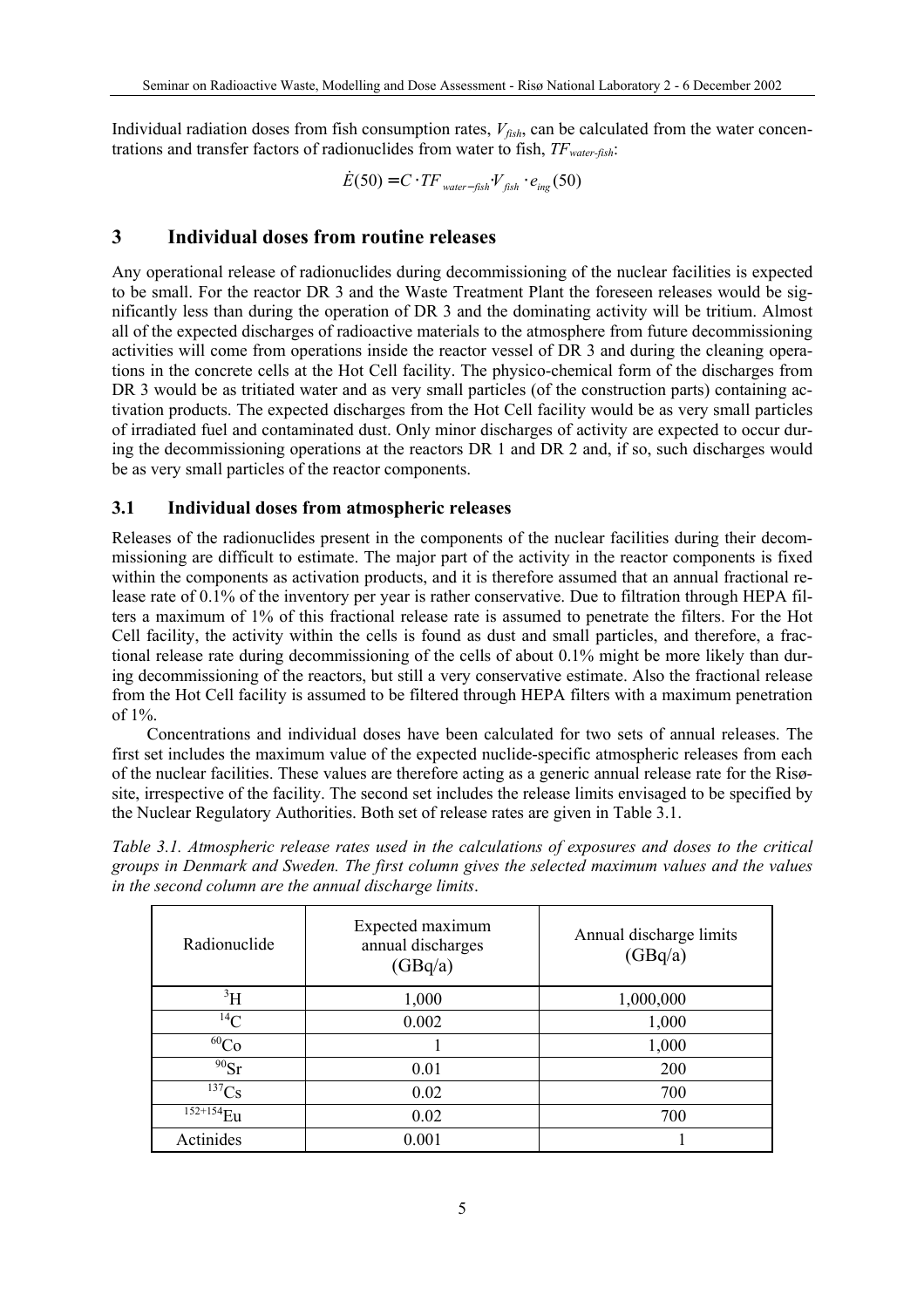Individual radiation doses from fish consumption rates, $V_{fish}$, can be calculated from the water concentrations and transfer factors of radionuclides from water to fish, $TF_{water\text{-}fish}$:

$$\dot{E}(50) = C \cdot TF_{water-fish} \cdot V_{fish} \cdot e_{ing}(50)$$

## 3 Individual doses from routine releases

Any operational release of radionuclides during decommissioning of the nuclear facilities is expected to be small. For the reactor DR 3 and the Waste Treatment Plant the foreseen releases would be significantly less than during the operation of DR 3 and the dominating activity will be tritium. Almost all of the expected discharges of radioactive materials to the atmosphere from future decommissioning activities will come from operations inside the reactor vessel of DR 3 and during the cleaning operations in the concrete cells at the Hot Cell facility. The physico-chemical form of the discharges from DR 3 would be as tritiated water and as very small particles (of the construction parts) containing activation products. The expected discharges from the Hot Cell facility would be as very small particles of irradiated fuel and contaminated dust. Only minor discharges of activity are expected to occur during the decommissioning operations at the reactors DR 1 and DR 2 and, if so, such discharges would be as very small particles of the reactor components.

### 3.1 Individual doses from atmospheric releases

Releases of the radionuclides present in the components of the nuclear facilities during their decommissioning are difficult to estimate. The major part of the activity in the reactor components is fixed within the components as activation products, and it is therefore assumed that an annual fractional release rate of 0.1% of the inventory per year is rather conservative. Due to filtration through HEPA filters a maximum of 1% of this fractional release rate is assumed to penetrate the filters. For the Hot Cell facility, the activity within the cells is found as dust and small particles, and therefore, a fractional release rate during decommissioning of the cells of about 0.1% might be more likely than during decommissioning of the reactors, but still a very conservative estimate. Also the fractional release from the Hot Cell facility is assumed to be filtered through HEPA filters with a maximum penetration of 1%.

Concentrations and individual doses have been calculated for two sets of annual releases. The first set includes the maximum value of the expected nuclide-specific atmospheric releases from each of the nuclear facilities. These values are therefore acting as a generic annual release rate for the Risø-site, irrespective of the facility. The second set includes the release limits envisaged to be specified by the Nuclear Regulatory Authorities. Both set of release rates are given in Table 3.1.

*Table 3.1. Atmospheric release rates used in the calculations of exposures and doses to the critical groups in Denmark and Sweden. The first column gives the selected maximum values and the values in the second column are the annual discharge limits.*

| Radionuclide | Expected maximum annual discharges (GBq/a) | Annual discharge limits (GBq/a) |
|---|---|---|
| $^{3}H$ | 1,000 | 1,000,000 |
| $^{14}C$ | 0.002 | 1,000 |
| $^{60}Co$ | 1 | 1,000 |
| $^{90}Sr$ | 0.01 | 200 |
| $^{137}Cs$ | 0.02 | 700 |
| $^{152+154}Eu$ | 0.02 | 700 |
| Actinides | 0.001 | 1 |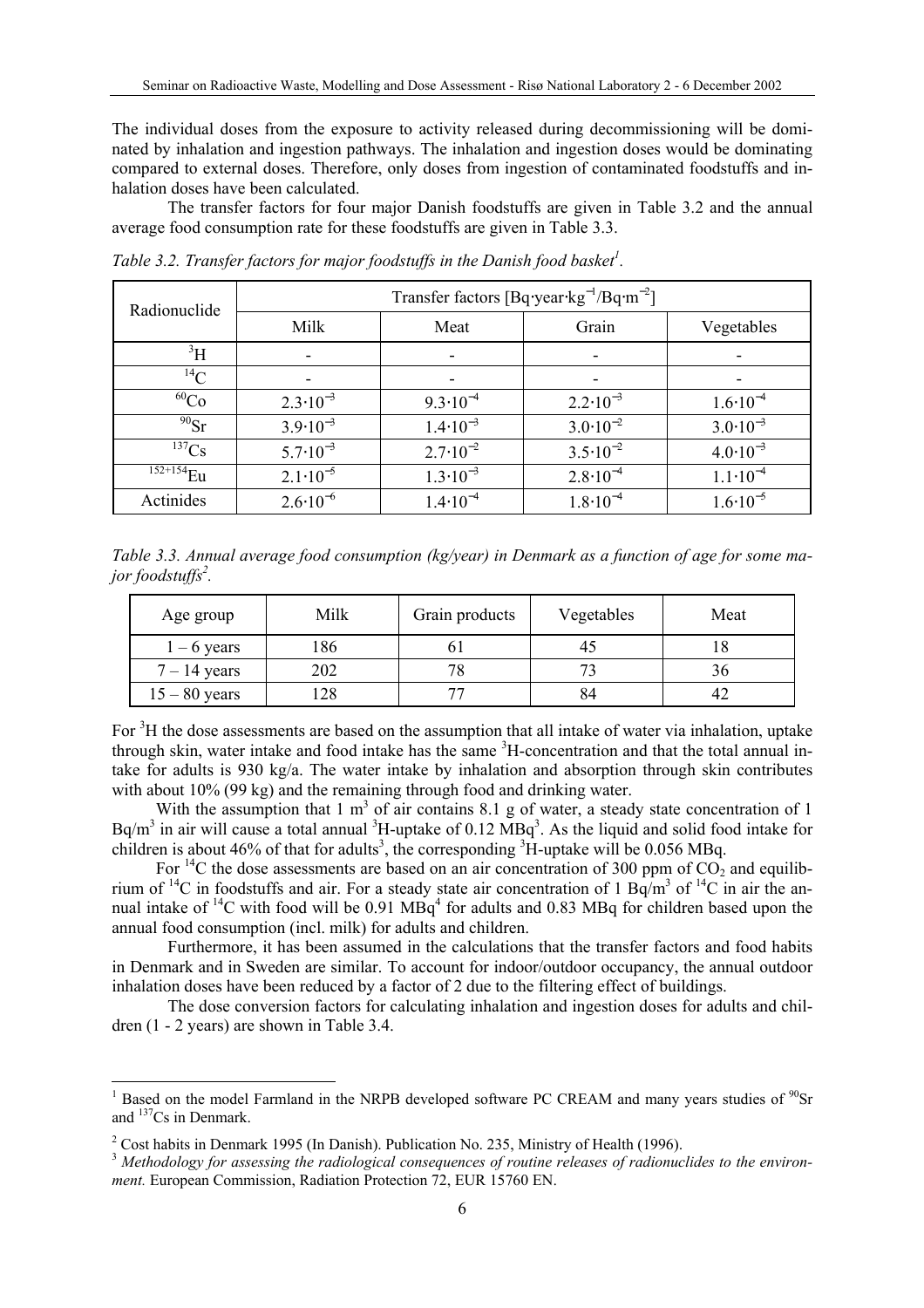The individual doses from the exposure to activity released during decommissioning will be dominated by inhalation and ingestion pathways. The inhalation and ingestion doses would be dominating compared to external doses. Therefore, only doses from ingestion of contaminated foodstuffs and inhalation doses have been calculated.

The transfer factors for four major Danish foodstuffs are given in Table 3.2 and the annual average food consumption rate for these foodstuffs are given in Table 3.3.

*Table 3.2. Transfer factors for major foodstuffs in the Danish food basket[1].*

| Radionuclide | Transfer factors [$Bq \cdot year \cdot kg^{-1}/Bq \cdot m^{-2}$] | | | |
|---|---|---|---|---|
| | Milk | Meat | Grain | Vegetables |
| $^{3}H$ | - | - | - | - |
| $^{14}C$ | - | - | - | - |
| $^{60}Co$ | $2.3 \cdot 10^{-3}$ | $9.3 \cdot 10^{-4}$ | $2.2 \cdot 10^{-3}$ | $1.6 \cdot 10^{-4}$ |
| $^{90}Sr$ | $3.9 \cdot 10^{-3}$ | $1.4 \cdot 10^{-3}$ | $3.0 \cdot 10^{-2}$ | $3.0 \cdot 10^{-3}$ |
| $^{137}Cs$ | $5.7 \cdot 10^{-3}$ | $2.7 \cdot 10^{-2}$ | $3.5 \cdot 10^{-2}$ | $4.0 \cdot 10^{-3}$ |
| $^{152+154}Eu$ | $2.1 \cdot 10^{-5}$ | $1.3 \cdot 10^{-3}$ | $2.8 \cdot 10^{-4}$ | $1.1 \cdot 10^{-4}$ |
| Actinides | $2.6 \cdot 10^{-6}$ | $1.4 \cdot 10^{-4}$ | $1.8 \cdot 10^{-4}$ | $1.6 \cdot 10^{-5}$ |

*Table 3.3. Annual average food consumption (kg/year) in Denmark as a function of age for some major foodstuffs[2].*

| Age group | Milk | Grain products | Vegetables | Meat |
|---|---|---|---|---|
| 1 – 6 years | 186 | 61 | 45 | 18 |
| 7 – 14 years | 202 | 78 | 73 | 36 |
| 15 – 80 years | 128 | 77 | 84 | 42 |

For $^{3}H$ the dose assessments are based on the assumption that all intake of water via inhalation, uptake through skin, water intake and food intake has the same $^{3}H$-concentration and that the total annual intake for adults is 930 kg/a. The water intake by inhalation and absorption through skin contributes with about 10% (99 kg) and the remaining through food and drinking water.

With the assumption that 1 $m^3$ of air contains 8.1 g of water, a steady state concentration of 1 $Bq/m^3$ in air will cause a total annual $^{3}H$-uptake of 0.12 MBq[3]. As the liquid and solid food intake for children is about 46% of that for adults[3], the corresponding $^{3}H$-uptake will be 0.056 MBq.

For $^{14}C$ the dose assessments are based on an air concentration of 300 ppm of $CO_2$ and equilibrium of $^{14}C$ in foodstuffs and air. For a steady state air concentration of 1 $Bq/m^3$ of $^{14}C$ in air the annual intake of $^{14}C$ with food will be 0.91 MBq[4] for adults and 0.83 MBq for children based upon the annual food consumption (incl. milk) for adults and children.

Furthermore, it has been assumed in the calculations that the transfer factors and food habits in Denmark and in Sweden are similar. To account for indoor/outdoor occupancy, the annual outdoor inhalation doses have been reduced by a factor of 2 due to the filtering effect of buildings.

The dose conversion factors for calculating inhalation and ingestion doses for adults and children (1 - 2 years) are shown in Table 3.4.

---

[1] Based on the model Farmland in the NRPB developed software PC CREAM and many years studies of $^{90}Sr$ and $^{137}Cs$ in Denmark.

[2] Cost habits in Denmark 1995 (In Danish). Publication No. 235, Ministry of Health (1996).

[3] *Methodology for assessing the radiological consequences of routine releases of radionuclides to the environment.* European Commission, Radiation Protection 72, EUR 15760 EN.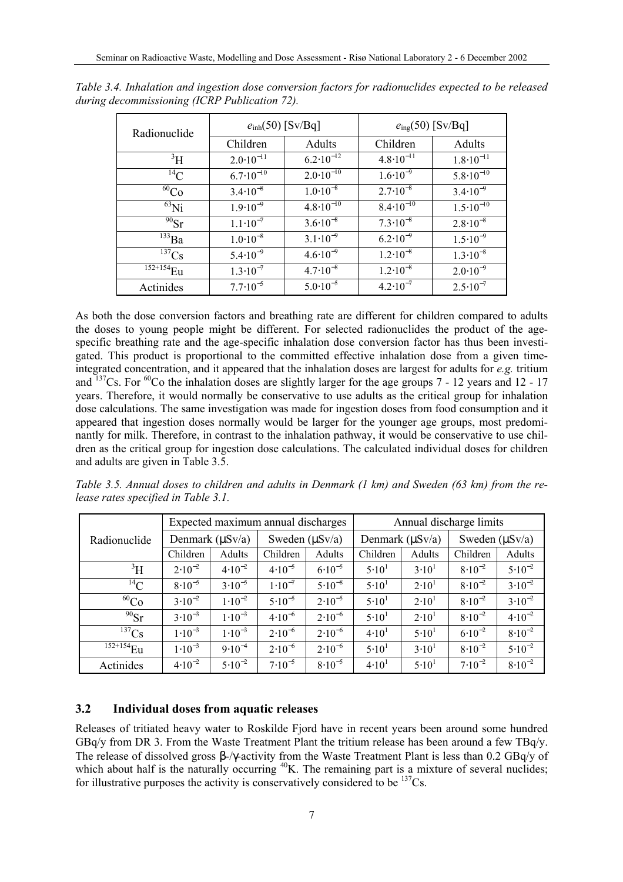*Table 3.4. Inhalation and ingestion dose conversion factors for radionuclides expected to be released during decommissioning (ICRP Publication 72).*

| Radionuclide | $e_{inh}(50)$ [Sv/Bq] | | $e_{ing}(50)$ [Sv/Bq] | |
|---|---|---|---|---|
| | Children | Adults | Children | Adults |
| $^{3}H$ | $2.0 \cdot 10^{-11}$ | $6.2 \cdot 10^{-12}$ | $4.8 \cdot 10^{-11}$ | $1.8 \cdot 10^{-11}$ |
| $^{14}C$ | $6.7 \cdot 10^{-10}$ | $2.0 \cdot 10^{-10}$ | $1.6 \cdot 10^{-9}$ | $5.8 \cdot 10^{-10}$ |
| $^{60}Co$ | $3.4 \cdot 10^{-8}$ | $1.0 \cdot 10^{-8}$ | $2.7 \cdot 10^{-8}$ | $3.4 \cdot 10^{-9}$ |
| $^{63}Ni$ | $1.9 \cdot 10^{-9}$ | $4.8 \cdot 10^{-10}$ | $8.4 \cdot 10^{-10}$ | $1.5 \cdot 10^{-10}$ |
| $^{90}Sr$ | $1.1 \cdot 10^{-7}$ | $3.6 \cdot 10^{-8}$ | $7.3 \cdot 10^{-8}$ | $2.8 \cdot 10^{-8}$ |
| $^{133}Ba$ | $1.0 \cdot 10^{-8}$ | $3.1 \cdot 10^{-9}$ | $6.2 \cdot 10^{-9}$ | $1.5 \cdot 10^{-9}$ |
| $^{137}Cs$ | $5.4 \cdot 10^{-9}$ | $4.6 \cdot 10^{-9}$ | $1.2 \cdot 10^{-8}$ | $1.3 \cdot 10^{-8}$ |
| $^{152+154}Eu$ | $1.3 \cdot 10^{-7}$ | $4.7 \cdot 10^{-8}$ | $1.2 \cdot 10^{-8}$ | $2.0 \cdot 10^{-9}$ |
| Actinides | $7.7 \cdot 10^{-5}$ | $5.0 \cdot 10^{-5}$ | $4.2 \cdot 10^{-7}$ | $2.5 \cdot 10^{-7}$ |

As both the dose conversion factors and breathing rate are different for children compared to adults the doses to young people might be different. For selected radionuclides the product of the age-specific breathing rate and the age-specific inhalation dose conversion factor has thus been investigated. This product is proportional to the committed effective inhalation dose from a given time-integrated concentration, and it appeared that the inhalation doses are largest for adults for *e.g.* tritium and $^{137}Cs$. For $^{60}Co$ the inhalation doses are slightly larger for the age groups 7 - 12 years and 12 - 17 years. Therefore, it would normally be conservative to use adults as the critical group for inhalation dose calculations. The same investigation was made for ingestion doses from food consumption and it appeared that ingestion doses normally would be larger for the younger age groups, most predominantly for milk. Therefore, in contrast to the inhalation pathway, it would be conservative to use children as the critical group for ingestion dose calculations. The calculated individual doses for children and adults are given in Table 3.5.

*Table 3.5. Annual doses to children and adults in Denmark (1 km) and Sweden (63 km) from the release rates specified in Table 3.1.*

| Radionuclide | Expected maximum annual discharges | | | | Annual discharge limits | | | |
|---|---|---|---|---|---|---|---|---|
| | Denmark (μSv/a) | | Sweden (μSv/a) | | Denmark (μSv/a) | | Sweden (μSv/a) | |
| | Children | Adults | Children | Adults | Children | Adults | Children | Adults |
| $^{3}H$ | $2 \cdot 10^{-2}$ | $4 \cdot 10^{-2}$ | $4 \cdot 10^{-5}$ | $6 \cdot 10^{-5}$ | $5 \cdot 10^{1}$ | $3 \cdot 10^{1}$ | $8 \cdot 10^{-2}$ | $5 \cdot 10^{-2}$ |
| $^{14}C$ | $8 \cdot 10^{-5}$ | $3 \cdot 10^{-5}$ | $1 \cdot 10^{-7}$ | $5 \cdot 10^{-8}$ | $5 \cdot 10^{1}$ | $2 \cdot 10^{1}$ | $8 \cdot 10^{-2}$ | $3 \cdot 10^{-2}$ |
| $^{60}Co$ | $3 \cdot 10^{-2}$ | $1 \cdot 10^{-2}$ | $5 \cdot 10^{-5}$ | $2 \cdot 10^{-5}$ | $5 \cdot 10^{1}$ | $2 \cdot 10^{1}$ | $8 \cdot 10^{-2}$ | $3 \cdot 10^{-2}$ |
| $^{90}Sr$ | $3 \cdot 10^{-3}$ | $1 \cdot 10^{-3}$ | $4 \cdot 10^{-6}$ | $2 \cdot 10^{-6}$ | $5 \cdot 10^{1}$ | $2 \cdot 10^{1}$ | $8 \cdot 10^{-2}$ | $4 \cdot 10^{-2}$ |
| $^{137}Cs$ | $1 \cdot 10^{-3}$ | $1 \cdot 10^{-3}$ | $2 \cdot 10^{-6}$ | $2 \cdot 10^{-6}$ | $4 \cdot 10^{1}$ | $5 \cdot 10^{1}$ | $6 \cdot 10^{-2}$ | $8 \cdot 10^{-2}$ |
| $^{152+154}Eu$ | $1 \cdot 10^{-3}$ | $9 \cdot 10^{-4}$ | $2 \cdot 10^{-6}$ | $2 \cdot 10^{-6}$ | $5 \cdot 10^{1}$ | $3 \cdot 10^{1}$ | $8 \cdot 10^{-2}$ | $5 \cdot 10^{-2}$ |
| Actinides | $4 \cdot 10^{-2}$ | $5 \cdot 10^{-2}$ | $7 \cdot 10^{-5}$ | $8 \cdot 10^{-5}$ | $4 \cdot 10^{1}$ | $5 \cdot 10^{1}$ | $7 \cdot 10^{-2}$ | $8 \cdot 10^{-2}$ |

### 3.2 Individual doses from aquatic releases

Releases of tritiated heavy water to Roskilde Fjord have in recent years been around some hundred GBq/y from DR 3. From the Waste Treatment Plant the tritium release has been around a few TBq/y. The release of dissolved gross β-/γ-activity from the Waste Treatment Plant is less than 0.2 GBq/y of which about half is the naturally occurring $^{40}K$. The remaining part is a mixture of several nuclides; for illustrative purposes the activity is conservatively considered to be $^{137}Cs$.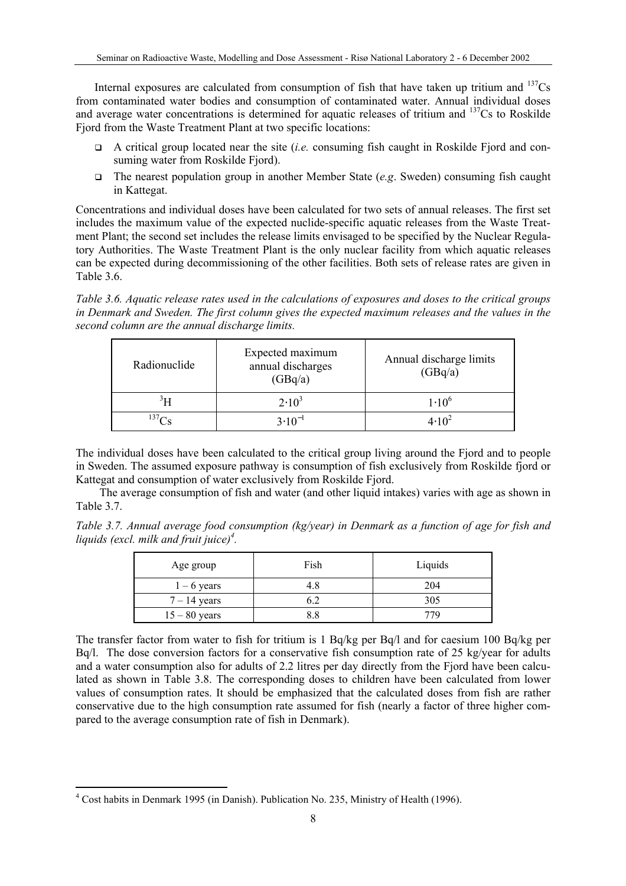Internal exposures are calculated from consumption of fish that have taken up tritium and $^{137}Cs$ from contaminated water bodies and consumption of contaminated water. Annual individual doses and average water concentrations is determined for aquatic releases of tritium and $^{137}Cs$ to Roskilde Fjord from the Waste Treatment Plant at two specific locations:

- A critical group located near the site (*i.e.* consuming fish caught in Roskilde Fjord and consuming water from Roskilde Fjord).
- The nearest population group in another Member State (*e.g*. Sweden) consuming fish caught in Kattegat.

Concentrations and individual doses have been calculated for two sets of annual releases. The first set includes the maximum value of the expected nuclide-specific aquatic releases from the Waste Treatment Plant; the second set includes the release limits envisaged to be specified by the Nuclear Regulatory Authorities. The Waste Treatment Plant is the only nuclear facility from which aquatic releases can be expected during decommissioning of the other facilities. Both sets of release rates are given in Table 3.6.

*Table 3.6. Aquatic release rates used in the calculations of exposures and doses to the critical groups in Denmark and Sweden. The first column gives the expected maximum releases and the values in the second column are the annual discharge limits.*

| Radionuclide | Expected maximum annual discharges (GBq/a) | Annual discharge limits (GBq/a) |
|---|---|---|
| $^{3}H$ | $2 \cdot 10^{3}$ | $1 \cdot 10^{6}$ |
| $^{137}Cs$ | $3 \cdot 10^{-1}$ | $4 \cdot 10^{2}$ |

The individual doses have been calculated to the critical group living around the Fjord and to people in Sweden. The assumed exposure pathway is consumption of fish exclusively from Roskilde fjord or Kattegat and consumption of water exclusively from Roskilde Fjord.

The average consumption of fish and water (and other liquid intakes) varies with age as shown in Table 3.7.

*Table 3.7. Annual average food consumption (kg/year) in Denmark as a function of age for fish and liquids (excl. milk and fruit juice)*[4].

| Age group | Fish | Liquids |
|---|---|---|
| 1 – 6 years | 4.8 | 204 |
| 7 – 14 years | 6.2 | 305 |
| 15 – 80 years | 8.8 | 779 |

The transfer factor from water to fish for tritium is 1 Bq/kg per Bq/l and for caesium 100 Bq/kg per Bq/l. The dose conversion factors for a conservative fish consumption rate of 25 kg/year for adults and a water consumption also for adults of 2.2 litres per day directly from the Fjord have been calculated as shown in Table 3.8. The corresponding doses to children have been calculated from lower values of consumption rates. It should be emphasized that the calculated doses from fish are rather conservative due to the high consumption rate assumed for fish (nearly a factor of three higher compared to the average consumption rate of fish in Denmark).

[4] Cost habits in Denmark 1995 (in Danish). Publication No. 235, Ministry of Health (1996).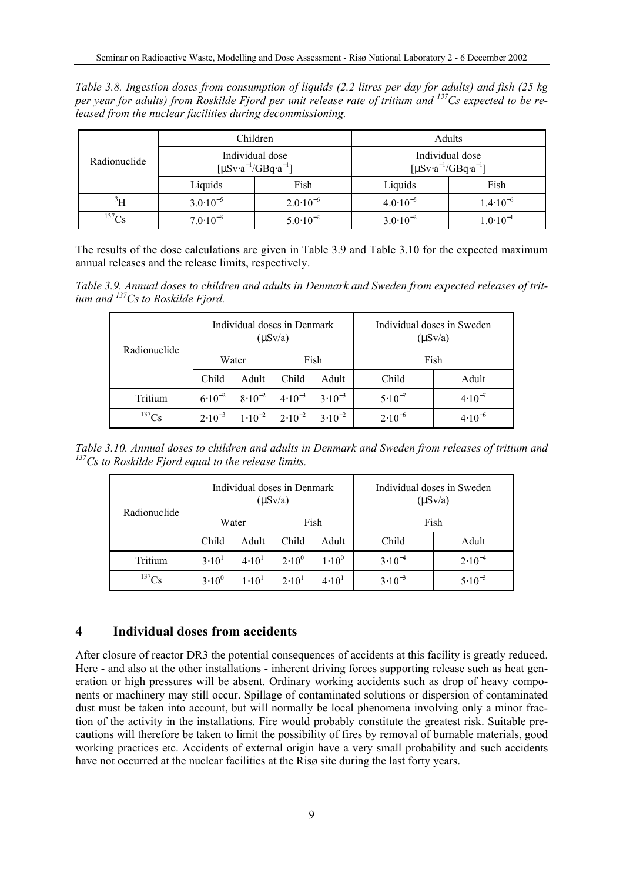*Table 3.8. Ingestion doses from consumption of liquids (2.2 litres per day for adults) and fish (25 kg per year for adults) from Roskilde Fjord per unit release rate of tritium and $^{137}Cs$ expected to be released from the nuclear facilities during decommissioning.*

| Radionuclide | Children | | Adults | |
|---|---|---|---|---|
| | Individual dose $[\mu Sv \cdot a^{-1}/GBq \cdot a^{-1}]$ | | Individual dose $[\mu Sv \cdot a^{-1}/GBq \cdot a^{-1}]$ | |
| | Liquids | Fish | Liquids | Fish |
| $^{3}H$ | $3.0 \cdot 10^{-5}$ | $2.0 \cdot 10^{-6}$ | $4.0 \cdot 10^{-5}$ | $1.4 \cdot 10^{-6}$ |
| $^{137}Cs$ | $7.0 \cdot 10^{-3}$ | $5.0 \cdot 10^{-2}$ | $3.0 \cdot 10^{-2}$ | $1.0 \cdot 10^{-1}$ |

The results of the dose calculations are given in Table 3.9 and Table 3.10 for the expected maximum annual releases and the release limits, respectively.

*Table 3.9. Annual doses to children and adults in Denmark and Sweden from expected releases of tritium and $^{137}Cs$ to Roskilde Fjord.*

| Radionuclide | Individual doses in Denmark ($\mu$Sv/a) | | | | Individual doses in Sweden ($\mu$Sv/a) | |
|---|---|---|---|---|---|---|
| | Water | | Fish | | Fish | |
| | Child | Adult | Child | Adult | Child | Adult |
| Tritium | $6 \cdot 10^{-2}$ | $8 \cdot 10^{-2}$ | $4 \cdot 10^{-3}$ | $3 \cdot 10^{-3}$ | $5 \cdot 10^{-7}$ | $4 \cdot 10^{-7}$ |
| $^{137}Cs$ | $2 \cdot 10^{-3}$ | $1 \cdot 10^{-2}$ | $2 \cdot 10^{-2}$ | $3 \cdot 10^{-2}$ | $2 \cdot 10^{-6}$ | $4 \cdot 10^{-6}$ |

*Table 3.10. Annual doses to children and adults in Denmark and Sweden from releases of tritium and $^{137}Cs$ to Roskilde Fjord equal to the release limits.*

| Radionuclide | Individual doses in Denmark ($\mu$Sv/a) | | | | Individual doses in Sweden ($\mu$Sv/a) | |
|---|---|---|---|---|---|---|
| | Water | | Fish | | Fish | |
| | Child | Adult | Child | Adult | Child | Adult |
| Tritium | $3 \cdot 10^{1}$ | $4 \cdot 10^{1}$ | $2 \cdot 10^{0}$ | $1 \cdot 10^{0}$ | $3 \cdot 10^{-4}$ | $2 \cdot 10^{-4}$ |
| $^{137}Cs$ | $3 \cdot 10^{0}$ | $1 \cdot 10^{1}$ | $2 \cdot 10^{1}$ | $4 \cdot 10^{1}$ | $3 \cdot 10^{-3}$ | $5 \cdot 10^{-3}$ |

# 4 Individual doses from accidents

After closure of reactor DR3 the potential consequences of accidents at this facility is greatly reduced. Here - and also at the other installations - inherent driving forces supporting release such as heat generation or high pressures will be absent. Ordinary working accidents such as drop of heavy components or machinery may still occur. Spillage of contaminated solutions or dispersion of contaminated dust must be taken into account, but will normally be local phenomena involving only a minor fraction of the activity in the installations. Fire would probably constitute the greatest risk. Suitable precautions will therefore be taken to limit the possibility of fires by removal of burnable materials, good working practices etc. Accidents of external origin have a very small probability and such accidents have not occurred at the nuclear facilities at the Risø site during the last forty years.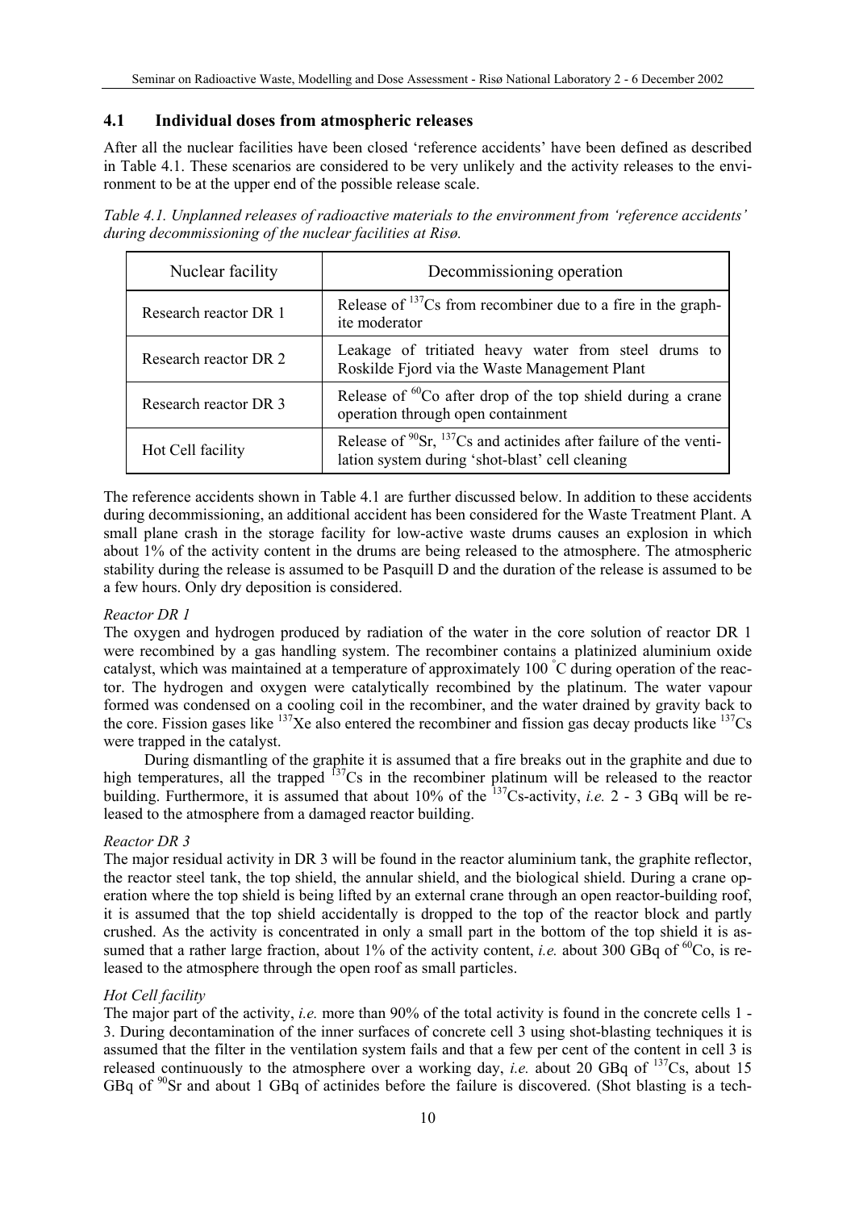## 4.1 Individual doses from atmospheric releases

After all the nuclear facilities have been closed 'reference accidents' have been defined as described in Table 4.1. These scenarios are considered to be very unlikely and the activity releases to the environment to be at the upper end of the possible release scale.

*Table 4.1. Unplanned releases of radioactive materials to the environment from 'reference accidents' during decommissioning of the nuclear facilities at Risø.*

| Nuclear facility | Decommissioning operation |
|---|---|
| Research reactor DR 1 | Release of $^{137}Cs$ from recombiner due to a fire in the graphite moderator |
| Research reactor DR 2 | Leakage of tritiated heavy water from steel drums to Roskilde Fjord via the Waste Management Plant |
| Research reactor DR 3 | Release of $^{60}Co$ after drop of the top shield during a crane operation through open containment |
| Hot Cell facility | Release of $^{90}Sr$, $^{137}Cs$ and actinides after failure of the ventilation system during 'shot-blast' cell cleaning |

The reference accidents shown in Table 4.1 are further discussed below. In addition to these accidents during decommissioning, an additional accident has been considered for the Waste Treatment Plant. A small plane crash in the storage facility for low-active waste drums causes an explosion in which about 1% of the activity content in the drums are being released to the atmosphere. The atmospheric stability during the release is assumed to be Pasquill D and the duration of the release is assumed to be a few hours. Only dry deposition is considered.

*Reactor DR 1*

The oxygen and hydrogen produced by radiation of the water in the core solution of reactor DR 1 were recombined by a gas handling system. The recombiner contains a platinized aluminium oxide catalyst, which was maintained at a temperature of approximately 100 °C during operation of the reactor. The hydrogen and oxygen were catalytically recombined by the platinum. The water vapour formed was condensed on a cooling coil in the recombiner, and the water drained by gravity back to the core. Fission gases like $^{137}Xe$ also entered the recombiner and fission gas decay products like $^{137}Cs$ were trapped in the catalyst.

During dismantling of the graphite it is assumed that a fire breaks out in the graphite and due to high temperatures, all the trapped $^{137}Cs$ in the recombiner platinum will be released to the reactor building. Furthermore, it is assumed that about 10% of the $^{137}Cs$-activity, *i.e.* 2 - 3 GBq will be released to the atmosphere from a damaged reactor building.

*Reactor DR 3*

The major residual activity in DR 3 will be found in the reactor aluminium tank, the graphite reflector, the reactor steel tank, the top shield, the annular shield, and the biological shield. During a crane operation where the top shield is being lifted by an external crane through an open reactor-building roof, it is assumed that the top shield accidentally is dropped to the top of the reactor block and partly crushed. As the activity is concentrated in only a small part in the bottom of the top shield it is assumed that a rather large fraction, about 1% of the activity content, *i.e.* about 300 GBq of $^{60}Co$, is released to the atmosphere through the open roof as small particles.

*Hot Cell facility*

The major part of the activity, *i.e.* more than 90% of the total activity is found in the concrete cells 1 - 3. During decontamination of the inner surfaces of concrete cell 3 using shot-blasting techniques it is assumed that the filter in the ventilation system fails and that a few per cent of the content in cell 3 is released continuously to the atmosphere over a working day, *i.e.* about 20 GBq of $^{137}Cs$, about 15 GBq of $^{90}Sr$ and about 1 GBq of actinides before the failure is discovered. (Shot blasting is a tech-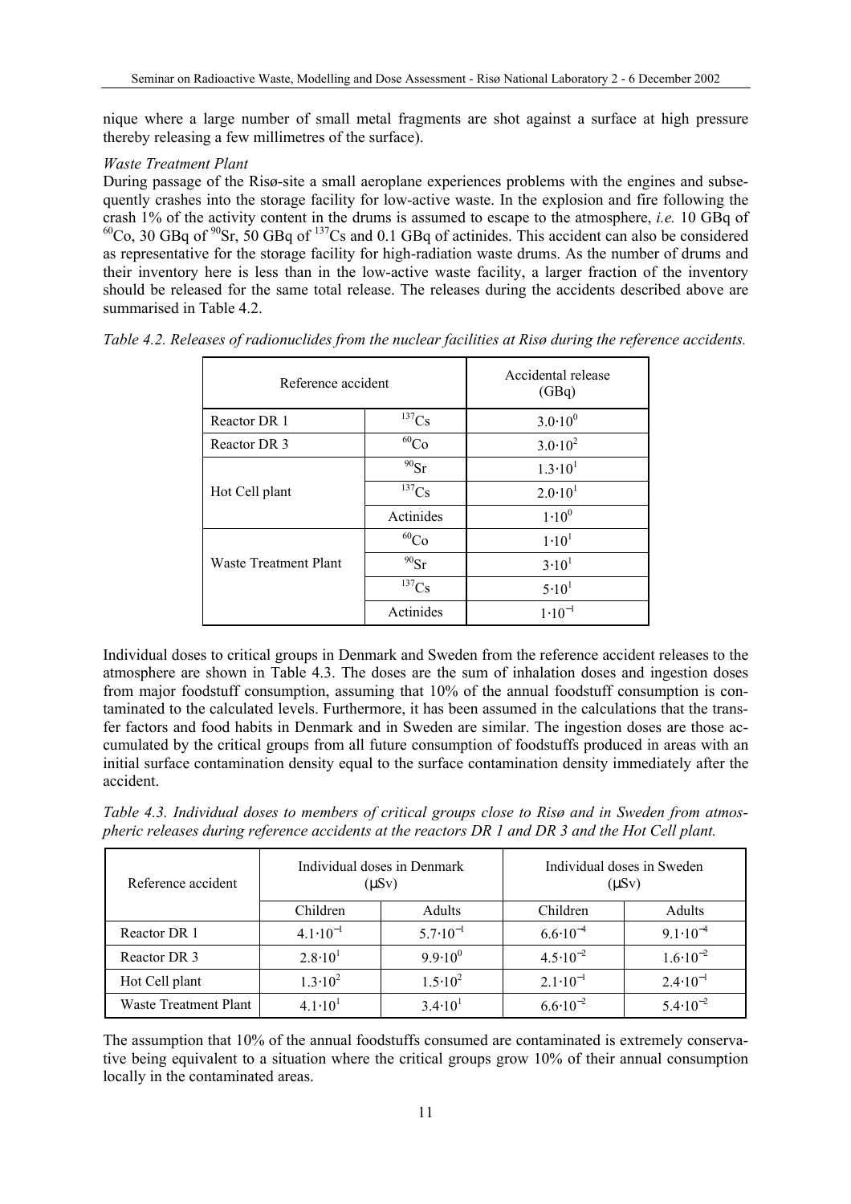nique where a large number of small metal fragments are shot against a surface at high pressure thereby releasing a few millimetres of the surface).

*Waste Treatment Plant*

During passage of the Risø-site a small aeroplane experiences problems with the engines and subsequently crashes into the storage facility for low-active waste. In the explosion and fire following the crash 1% of the activity content in the drums is assumed to escape to the atmosphere, *i.e.* 10 GBq of $^{60}$Co, 30 GBq of $^{90}$Sr, 50 GBq of $^{137}$Cs and 0.1 GBq of actinides. This accident can also be considered as representative for the storage facility for high-radiation waste drums. As the number of drums and their inventory here is less than in the low-active waste facility, a larger fraction of the inventory should be released for the same total release. The releases during the accidents described above are summarised in Table 4.2.

*Table 4.2. Releases of radionuclides from the nuclear facilities at Risø during the reference accidents.*

| Reference accident | | Accidental release (GBq) |
|---|---|---|
| Reactor DR 1 | $^{137}$Cs | $3.0 \cdot 10^{0}$ |
| Reactor DR 3 | $^{60}$Co | $3.0 \cdot 10^{2}$ |
| Hot Cell plant | $^{90}$Sr | $1.3 \cdot 10^{1}$ |
| | $^{137}$Cs | $2.0 \cdot 10^{1}$ |
| | Actinides | $1 \cdot 10^{0}$ |
| Waste Treatment Plant | $^{60}$Co | $1 \cdot 10^{1}$ |
| | $^{90}$Sr | $3 \cdot 10^{1}$ |
| | $^{137}$Cs | $5 \cdot 10^{1}$ |
| | Actinides | $1 \cdot 10^{-1}$ |

Individual doses to critical groups in Denmark and Sweden from the reference accident releases to the atmosphere are shown in Table 4.3. The doses are the sum of inhalation doses and ingestion doses from major foodstuff consumption, assuming that 10% of the annual foodstuff consumption is contaminated to the calculated levels. Furthermore, it has been assumed in the calculations that the transfer factors and food habits in Denmark and in Sweden are similar. The ingestion doses are those accumulated by the critical groups from all future consumption of foodstuffs produced in areas with an initial surface contamination density equal to the surface contamination density immediately after the accident.

*Table 4.3. Individual doses to members of critical groups close to Risø and in Sweden from atmospheric releases during reference accidents at the reactors DR 1 and DR 3 and the Hot Cell plant.*

| Reference accident | Individual doses in Denmark (μSv) | | Individual doses in Sweden (μSv) | |
|---|---|---|---|---|
| | Children | Adults | Children | Adults |
| Reactor DR 1 | $4.1 \cdot 10^{-1}$ | $5.7 \cdot 10^{-1}$ | $6.6 \cdot 10^{-4}$ | $9.1 \cdot 10^{-4}$ |
| Reactor DR 3 | $2.8 \cdot 10^{1}$ | $9.9 \cdot 10^{0}$ | $4.5 \cdot 10^{-2}$ | $1.6 \cdot 10^{-2}$ |
| Hot Cell plant | $1.3 \cdot 10^{2}$ | $1.5 \cdot 10^{2}$ | $2.1 \cdot 10^{-1}$ | $2.4 \cdot 10^{-1}$ |
| Waste Treatment Plant | $4.1 \cdot 10^{1}$ | $3.4 \cdot 10^{1}$ | $6.6 \cdot 10^{-2}$ | $5.4 \cdot 10^{-2}$ |

The assumption that 10% of the annual foodstuffs consumed are contaminated is extremely conservative being equivalent to a situation where the critical groups grow 10% of their annual consumption locally in the contaminated areas.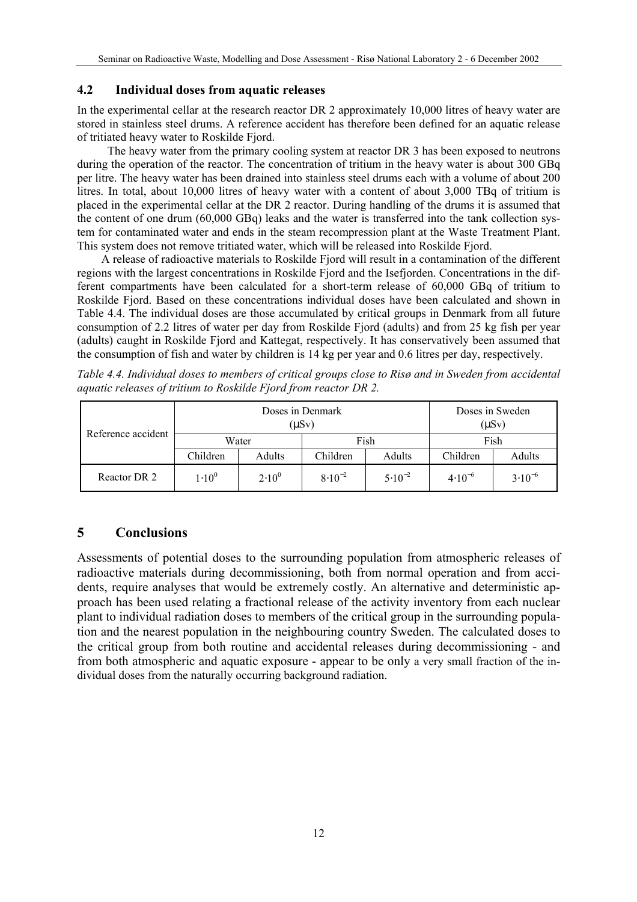### 4.2 Individual doses from aquatic releases

In the experimental cellar at the research reactor DR 2 approximately 10,000 litres of heavy water are stored in stainless steel drums. A reference accident has therefore been defined for an aquatic release of tritiated heavy water to Roskilde Fjord.

The heavy water from the primary cooling system at reactor DR 3 has been exposed to neutrons during the operation of the reactor. The concentration of tritium in the heavy water is about 300 GBq per litre. The heavy water has been drained into stainless steel drums each with a volume of about 200 litres. In total, about 10,000 litres of heavy water with a content of about 3,000 TBq of tritium is placed in the experimental cellar at the DR 2 reactor. During handling of the drums it is assumed that the content of one drum (60,000 GBq) leaks and the water is transferred into the tank collection system for contaminated water and ends in the steam recompression plant at the Waste Treatment Plant. This system does not remove tritiated water, which will be released into Roskilde Fjord.

A release of radioactive materials to Roskilde Fjord will result in a contamination of the different regions with the largest concentrations in Roskilde Fjord and the Isefjorden. Concentrations in the different compartments have been calculated for a short-term release of 60,000 GBq of tritium to Roskilde Fjord. Based on these concentrations individual doses have been calculated and shown in Table 4.4. The individual doses are those accumulated by critical groups in Denmark from all future consumption of 2.2 litres of water per day from Roskilde Fjord (adults) and from 25 kg fish per year (adults) caught in Roskilde Fjord and Kattegat, respectively. It has conservatively been assumed that the consumption of fish and water by children is 14 kg per year and 0.6 litres per day, respectively.

*Table 4.4. Individual doses to members of critical groups close to Risø and in Sweden from accidental aquatic releases of tritium to Roskilde Fjord from reactor DR 2.*

| Reference accident | Doses in Denmark (μSv) | | | | Doses in Sweden (μSv) | |
|---|---|---|---|---|---|---|
| | Water | | Fish | | Fish | |
| | Children | Adults | Children | Adults | Children | Adults |
| Reactor DR 2 | $1{\cdot}10^{0}$ | $2{\cdot}10^{0}$ | $8{\cdot}10^{-2}$ | $5{\cdot}10^{-2}$ | $4{\cdot}10^{-6}$ | $3{\cdot}10^{-6}$ |

## 5 Conclusions

Assessments of potential doses to the surrounding population from atmospheric releases of radioactive materials during decommissioning, both from normal operation and from accidents, require analyses that would be extremely costly. An alternative and deterministic approach has been used relating a fractional release of the activity inventory from each nuclear plant to individual radiation doses to members of the critical group in the surrounding population and the nearest population in the neighbouring country Sweden. The calculated doses to the critical group from both routine and accidental releases during decommissioning - and from both atmospheric and aquatic exposure - appear to be only a very small fraction of the individual doses from the naturally occurring background radiation.